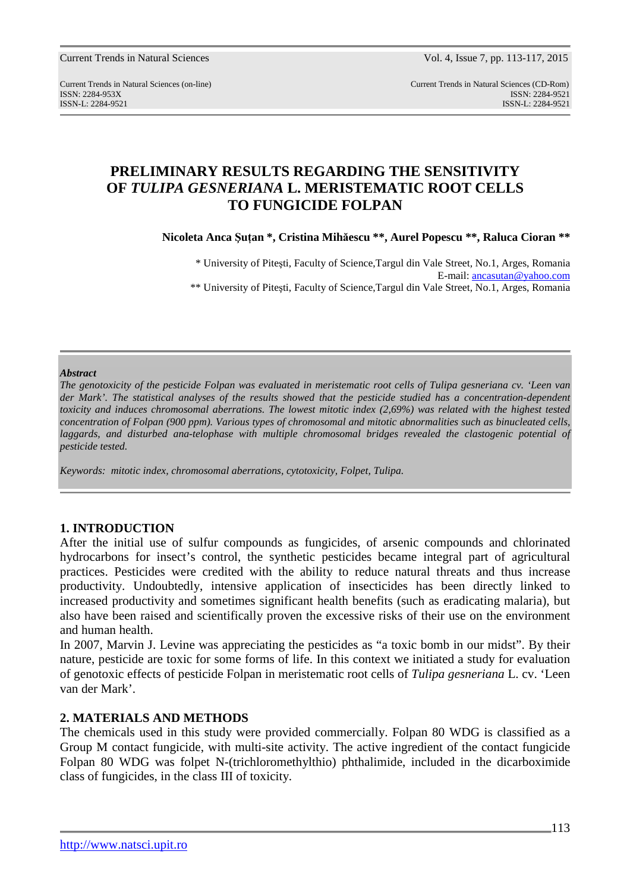# PRELIMINARY RESULTS REGARDING THE SENSITIVITY OF *TULIPA GESNERIANA* L. MERISTEMATIC ROOT CELLS TO FUNGICIDE FOLPAN

**Nicoleta Anca Şuţan \*, Cristina Mihăescu \*\*, Aurel Popescu \*\*, Raluca Cioran \*\***

\* University of Piteşti, Faculty of Science,Targul din Vale Street, No.1, Arges, Romania
E-mail: ancasutan@yahoo.com
\*\* University of Piteşti, Faculty of Science,Targul din Vale Street, No.1, Arges, Romania

***Abstract***

*The genotoxicity of the pesticide Folpan was evaluated in meristematic root cells of Tulipa gesneriana cv. 'Leen van der Mark'. The statistical analyses of the results showed that the pesticide studied has a concentration-dependent toxicity and induces chromosomal aberrations. The lowest mitotic index (2,69%) was related with the highest tested concentration of Folpan (900 ppm). Various types of chromosomal and mitotic abnormalities such as binucleated cells, laggards, and disturbed ana-telophase with multiple chromosomal bridges revealed the clastogenic potential of pesticide tested.*

*Keywords: mitotic index, chromosomal aberrations, cytotoxicity, Folpet, Tulipa.*

## 1. INTRODUCTION

After the initial use of sulfur compounds as fungicides, of arsenic compounds and chlorinated hydrocarbons for insect's control, the synthetic pesticides became integral part of agricultural practices. Pesticides were credited with the ability to reduce natural threats and thus increase productivity. Undoubtedly, intensive application of insecticides has been directly linked to increased productivity and sometimes significant health benefits (such as eradicating malaria), but also have been raised and scientifically proven the excessive risks of their use on the environment and human health.

In 2007, Marvin J. Levine was appreciating the pesticides as "a toxic bomb in our midst". By their nature, pesticide are toxic for some forms of life. In this context we initiated a study for evaluation of genotoxic effects of pesticide Folpan in meristematic root cells of *Tulipa gesneriana* L. cv. 'Leen van der Mark'.

## 2. MATERIALS AND METHODS

The chemicals used in this study were provided commercially. Folpan 80 WDG is classified as a Group M contact fungicide, with multi-site activity. The active ingredient of the contact fungicide Folpan 80 WDG was folpet N-(trichloromethylthio) phthalimide, included in the dicarboximide class of fungicides, in the class III of toxicity.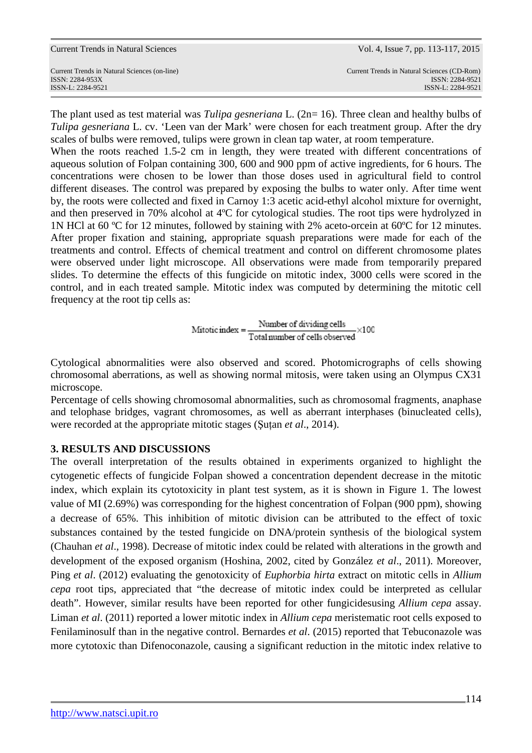The plant used as test material was *Tulipa gesneriana* L. (2n= 16). Three clean and healthy bulbs of *Tulipa gesneriana* L. cv. 'Leen van der Mark' were chosen for each treatment group. After the dry scales of bulbs were removed, tulips were grown in clean tap water, at room temperature.

When the roots reached 1.5-2 cm in length, they were treated with different concentrations of aqueous solution of Folpan containing 300, 600 and 900 ppm of active ingredients, for 6 hours. The concentrations were chosen to be lower than those doses used in agricultural field to control different diseases. The control was prepared by exposing the bulbs to water only. After time went by, the roots were collected and fixed in Carnoy 1:3 acetic acid-ethyl alcohol mixture for overnight, and then preserved in 70% alcohol at 4ºC for cytological studies. The root tips were hydrolyzed in 1N HCl at 60 ºC for 12 minutes, followed by staining with 2% aceto-orcein at 60ºC for 12 minutes. After proper fixation and staining, appropriate squash preparations were made for each of the treatments and control. Effects of chemical treatment and control on different chromosome plates were observed under light microscope. All observations were made from temporarily prepared slides. To determine the effects of this fungicide on mitotic index, 3000 cells were scored in the control, and in each treated sample. Mitotic index was computed by determining the mitotic cell frequency at the root tip cells as:

$$\text{Mitotic index} = \frac{\text{Number of dividing cells}}{\text{Total number of cells observed}} \times 100$$

Cytological abnormalities were also observed and scored. Photomicrographs of cells showing chromosomal aberrations, as well as showing normal mitosis, were taken using an Olympus CX31 microscope.

Percentage of cells showing chromosomal abnormalities, such as chromosomal fragments, anaphase and telophase bridges, vagrant chromosomes, as well as aberrant interphases (binucleated cells), were recorded at the appropriate mitotic stages (Șuțan *et al*., 2014).

## 3. RESULTS AND DISCUSSIONS

The overall interpretation of the results obtained in experiments organized to highlight the cytogenetic effects of fungicide Folpan showed a concentration dependent decrease in the mitotic index, which explain its cytotoxicity in plant test system, as it is shown in Figure 1. The lowest value of MI (2.69%) was corresponding for the highest concentration of Folpan (900 ppm), showing a decrease of 65%. This inhibition of mitotic division can be attributed to the effect of toxic substances contained by the tested fungicide on DNA/protein synthesis of the biological system (Chauhan *et al*., 1998). Decrease of mitotic index could be related with alterations in the growth and development of the exposed organism (Hoshina, 2002, cited by González *et al*., 2011). Moreover, Ping *et al*. (2012) evaluating the genotoxicity of *Euphorbia hirta* extract on mitotic cells in *Allium cepa* root tips, appreciated that "the decrease of mitotic index could be interpreted as cellular death". However, similar results have been reported for other fungicidesusing *Allium cepa* assay. Liman *et al*. (2011) reported a lower mitotic index in *Allium cepa* meristematic root cells exposed to Fenilaminosulf than in the negative control. Bernardes *et al*. (2015) reported that Tebuconazole was more cytotoxic than Difenoconazole, causing a significant reduction in the mitotic index relative to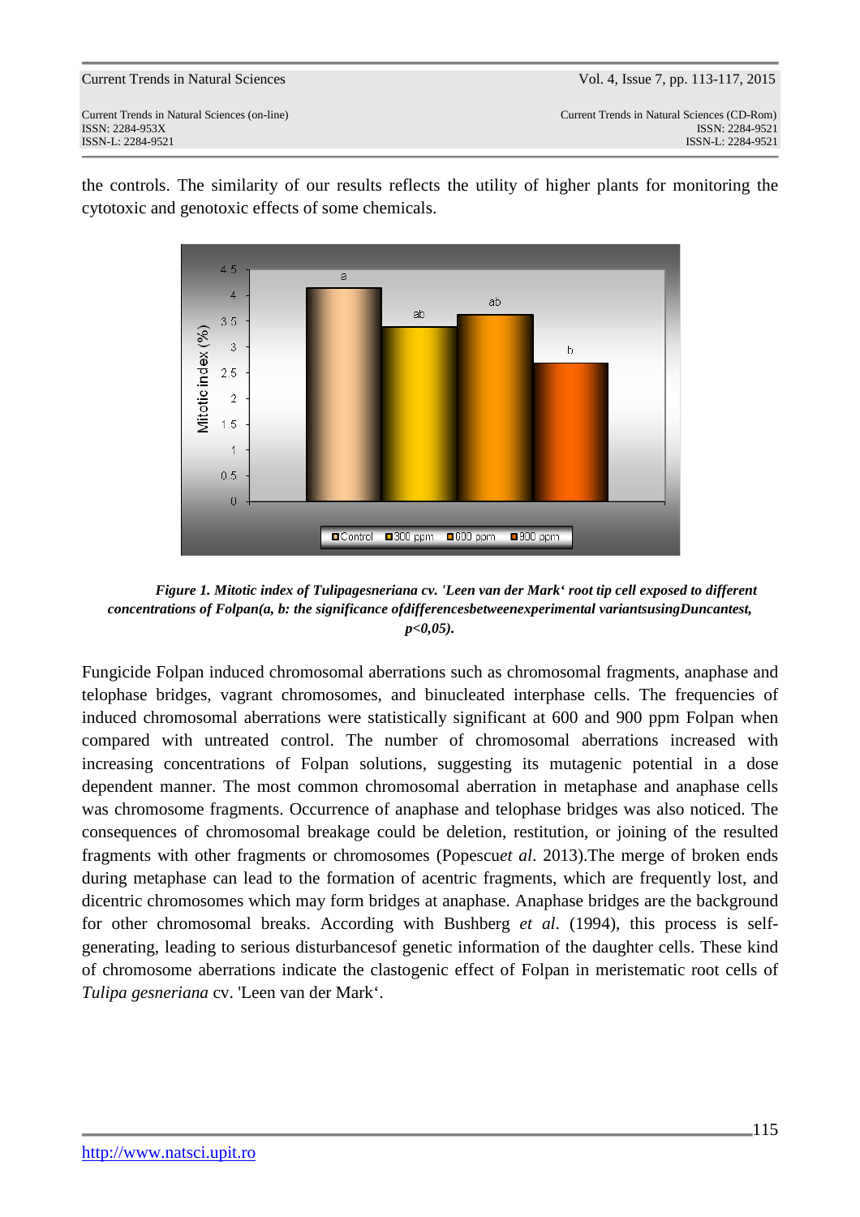the controls. The similarity of our results reflects the utility of higher plants for monitoring the cytotoxic and genotoxic effects of some chemicals.

***Figure 1. Mitotic index of Tulipagesneriana cv. 'Leen van der Mark' root tip cell exposed to different concentrations of Folpan(a, b: the significance ofdifferencesbetweenexperimental variantsusingDuncantest, p<0,05).***

Fungicide Folpan induced chromosomal aberrations such as chromosomal fragments, anaphase and telophase bridges, vagrant chromosomes, and binucleated interphase cells. The frequencies of induced chromosomal aberrations were statistically significant at 600 and 900 ppm Folpan when compared with untreated control. The number of chromosomal aberrations increased with increasing concentrations of Folpan solutions, suggesting its mutagenic potential in a dose dependent manner. The most common chromosomal aberration in metaphase and anaphase cells was chromosome fragments. Occurrence of anaphase and telophase bridges was also noticed. The consequences of chromosomal breakage could be deletion, restitution, or joining of the resulted fragments with other fragments or chromosomes (Popescu*et al*. 2013).The merge of broken ends during metaphase can lead to the formation of acentric fragments, which are frequently lost, and dicentric chromosomes which may form bridges at anaphase. Anaphase bridges are the background for other chromosomal breaks. According with Bushberg *et al*. (1994), this process is self-generating, leading to serious disturbancesof genetic information of the daughter cells. These kind of chromosome aberrations indicate the clastogenic effect of Folpan in meristematic root cells of *Tulipa gesneriana* cv. 'Leen van der Mark'.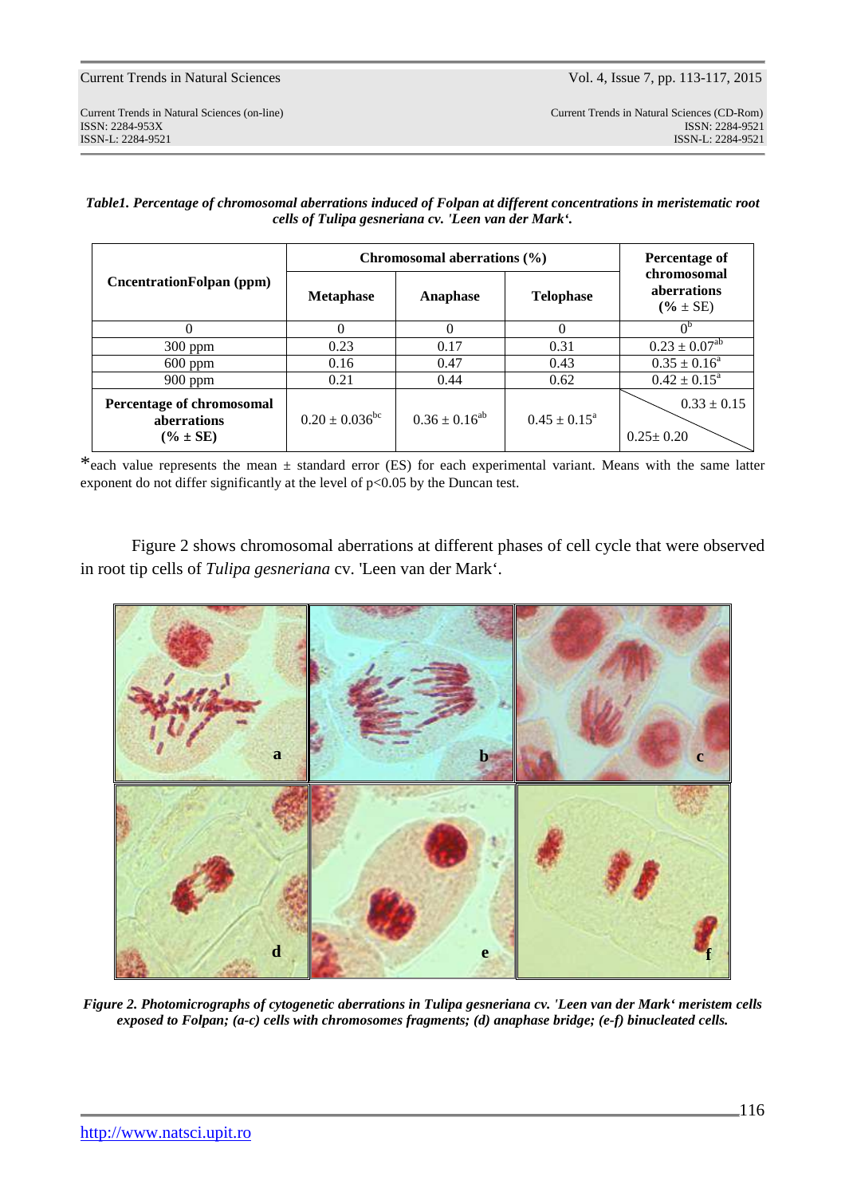***Table1. Percentage of chromosomal aberrations induced of Folpan at different concentrations in meristematic root cells of Tulipa gesneriana cv. 'Leen van der Mark'.***

| **CncentrationFolpan (ppm)** | **Chromosomal aberrations (%)** | | | **Percentage of chromosomal aberrations (% ± SE)** |
|---|---|---|---|---|
| | **Metaphase** | **Anaphase** | **Telophase** | |
| 0 | 0 | 0 | 0 | $0^{b}$ |
| 300 ppm | 0.23 | 0.17 | 0.31 | $0.23 \pm 0.07^{ab}$ |
| 600 ppm | 0.16 | 0.47 | 0.43 | $0.35 \pm 0.16^{a}$ |
| 900 ppm | 0.21 | 0.44 | 0.62 | $0.42 \pm 0.15^{a}$ |
| **Percentage of chromosomal aberrations (% ± SE)** | $0.20 \pm 0.036^{bc}$ | $0.36 \pm 0.16^{ab}$ | $0.45 \pm 0.15^{a}$ | $0.33 \pm 0.15$ / $0.25 \pm 0.20$ |

*each value represents the mean ± standard error (ES) for each experimental variant. Means with the same latter exponent do not differ significantly at the level of $p<0.05$ by the Duncan test.

Figure 2 shows chromosomal aberrations at different phases of cell cycle that were observed in root tip cells of *Tulipa gesneriana* cv. 'Leen van der Mark'.

***Figure 2. Photomicrographs of cytogenetic aberrations in Tulipa gesneriana cv. 'Leen van der Mark' meristem cells exposed to Folpan; (a-c) cells with chromosomes fragments; (d) anaphase bridge; (e-f) binucleated cells.***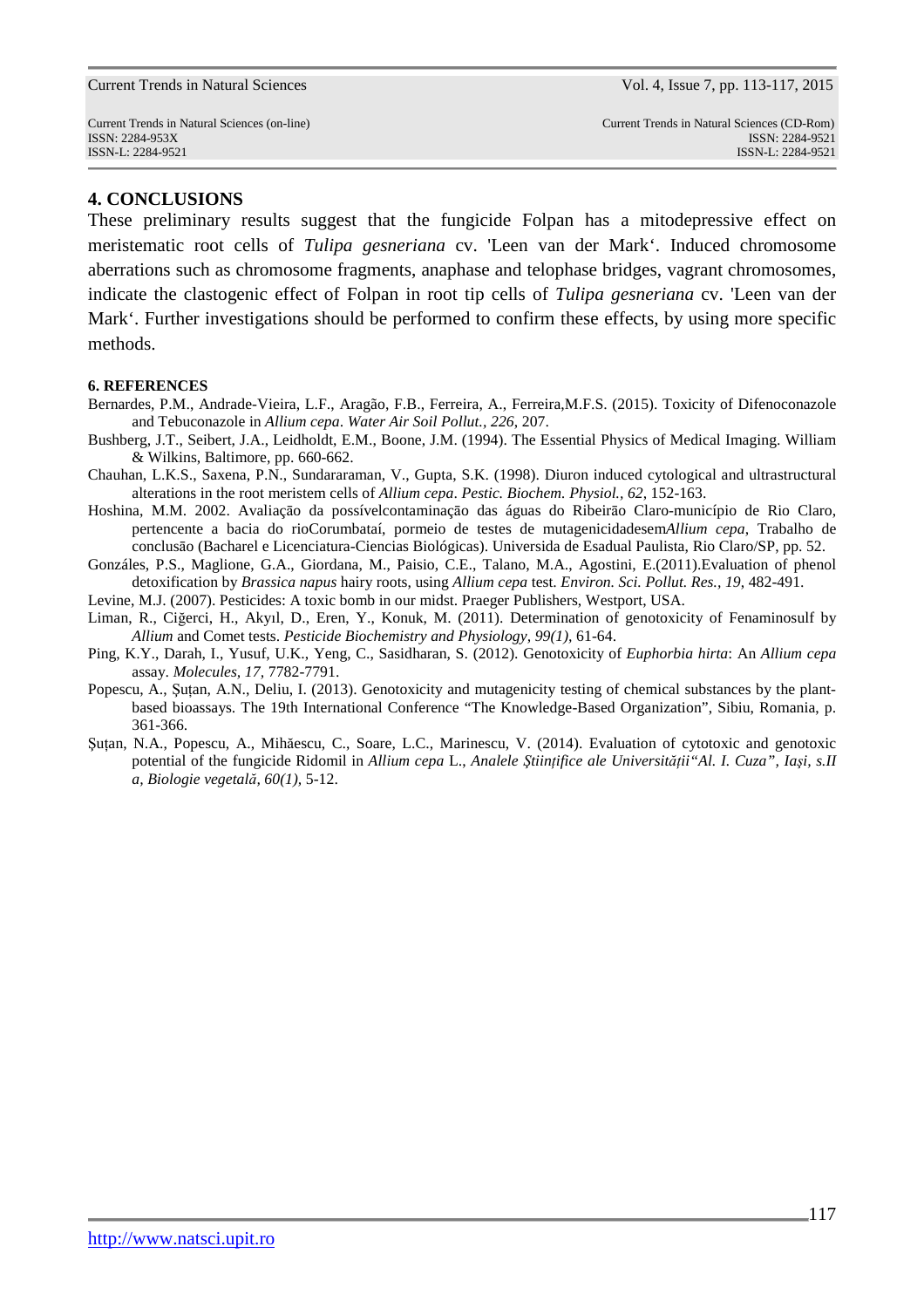## 4. CONCLUSIONS

These preliminary results suggest that the fungicide Folpan has a mitodepressive effect on meristematic root cells of *Tulipa gesneriana* cv. 'Leen van der Mark'. Induced chromosome aberrations such as chromosome fragments, anaphase and telophase bridges, vagrant chromosomes, indicate the clastogenic effect of Folpan in root tip cells of *Tulipa gesneriana* cv. 'Leen van der Mark'. Further investigations should be performed to confirm these effects, by using more specific methods.

### 6. REFERENCES

Bernardes, P.M., Andrade-Vieira, L.F., Aragão, F.B., Ferreira, A., Ferreira,M.F.S. (2015). Toxicity of Difenoconazole and Tebuconazole in *Allium cepa*. *Water Air Soil Pollut., 226*, 207.

Bushberg, J.T., Seibert, J.A., Leidholdt, E.M., Boone, J.M. (1994). The Essential Physics of Medical Imaging. William & Wilkins, Baltimore, pp. 660-662.

Chauhan, L.K.S., Saxena, P.N., Sundararaman, V., Gupta, S.K. (1998). Diuron induced cytological and ultrastructural alterations in the root meristem cells of *Allium cepa*. *Pestic. Biochem. Physiol., 62*, 152-163.

Hoshina, M.M. 2002. Avaliação da possívelcontaminação das águas do Ribeirão Claro-município de Rio Claro, pertencente a bacia do rioCorumbataí, pormeio de testes de mutagenicidadesem*Allium cepa*, Trabalho de conclusão (Bacharel e Licenciatura-Ciencias Biológicas). Universida de Esadual Paulista, Rio Claro/SP, pp. 52.

Gonzáles, P.S., Maglione, G.A., Giordana, M., Paisio, C.E., Talano, M.A., Agostini, E.(2011).Evaluation of phenol detoxification by *Brassica napus* hairy roots, using *Allium cepa* test. *Environ. Sci. Pollut. Res., 19*, 482-491.

Levine, M.J. (2007). Pesticides: A toxic bomb in our midst. Praeger Publishers, Westport, USA.

Liman, R., Ciğerci, H., Akyıl, D., Eren, Y., Konuk, M. (2011). Determination of genotoxicity of Fenaminosulf by *Allium* and Comet tests. *Pesticide Biochemistry and Physiology, 99(1),* 61-64.

Ping, K.Y., Darah, I., Yusuf, U.K., Yeng, C., Sasidharan, S. (2012). Genotoxicity of *Euphorbia hirta*: An *Allium cepa* assay. *Molecules, 17*, 7782-7791.

Popescu, A., Șuțan, A.N., Deliu, I. (2013). Genotoxicity and mutagenicity testing of chemical substances by the plant-based bioassays. The 19th International Conference "The Knowledge-Based Organization", Sibiu, Romania, p. 361-366.

Șuțan, N.A., Popescu, A., Mihăescu, C., Soare, L.C., Marinescu, V. (2014). Evaluation of cytotoxic and genotoxic potential of the fungicide Ridomil in *Allium cepa* L., *Analele Științifice ale Universității"Al. I. Cuza", Iași, s.II a, Biologie vegetală, 60(1),* 5-12.